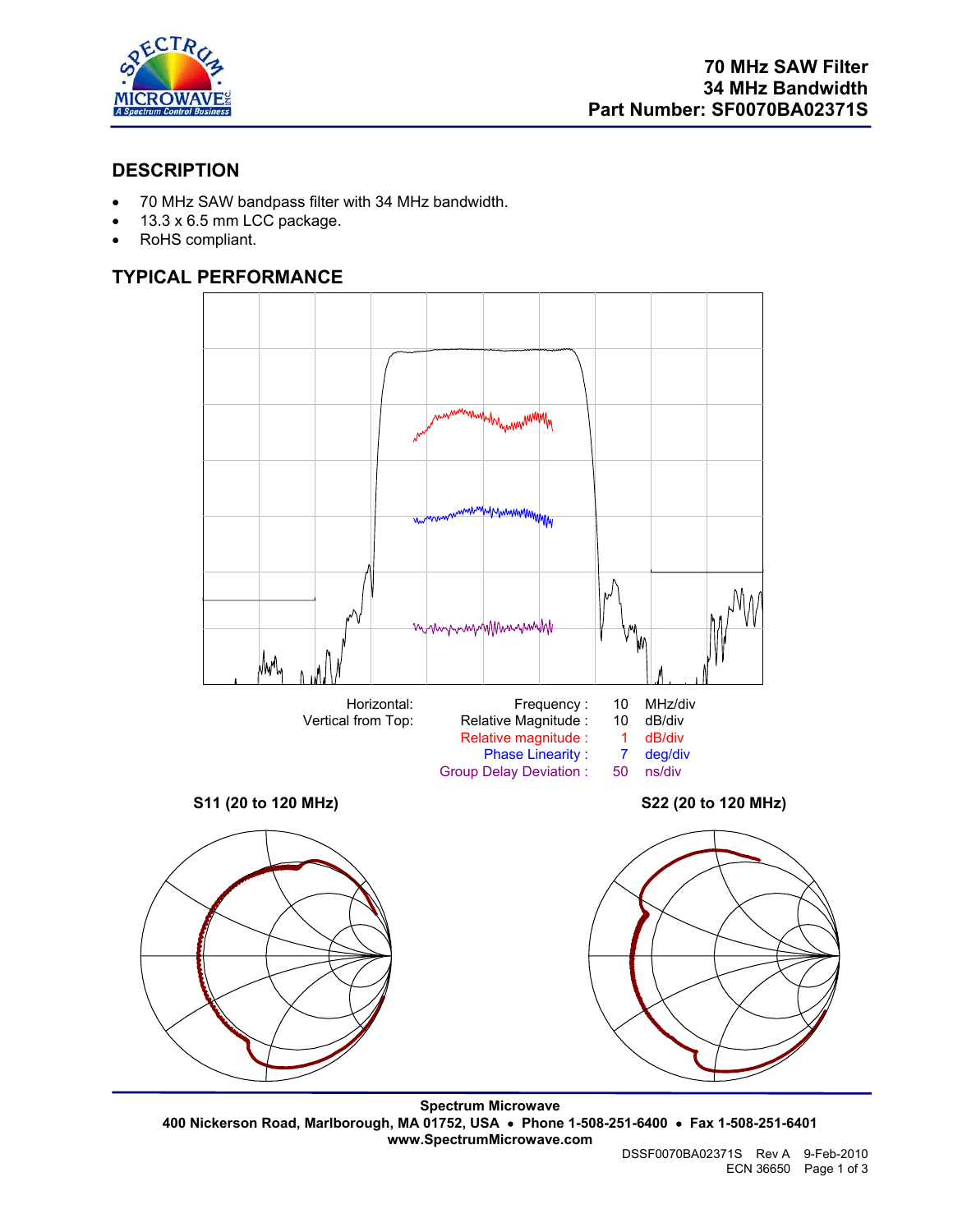# 70 MHz SAW Filter
# 34 MHz Bandwidth
# Part Number: SF0070BA02371S

## DESCRIPTION

- 70 MHz SAW bandpass filter with 34 MHz bandwidth.
- 13.3 x 6.5 mm LCC package.
- RoHS compliant.

## TYPICAL PERFORMANCE

Horizontal: Frequency : 10 MHz/div
Vertical from Top: Relative Magnitude : 10 dB/div
Relative magnitude : 1 dB/div
Phase Linearity : 7 deg/div
Group Delay Deviation : 50 ns/div

**S11 (20 to 120 MHz)**

**S22 (20 to 120 MHz)**

**Spectrum Microwave**
**400 Nickerson Road, Marlborough, MA 01752, USA • Phone 1-508-251-6400 • Fax 1-508-251-6401**
**www.SpectrumMicrowave.com**

DSSF0070BA02371S Rev A 9-Feb-2010
ECN 36650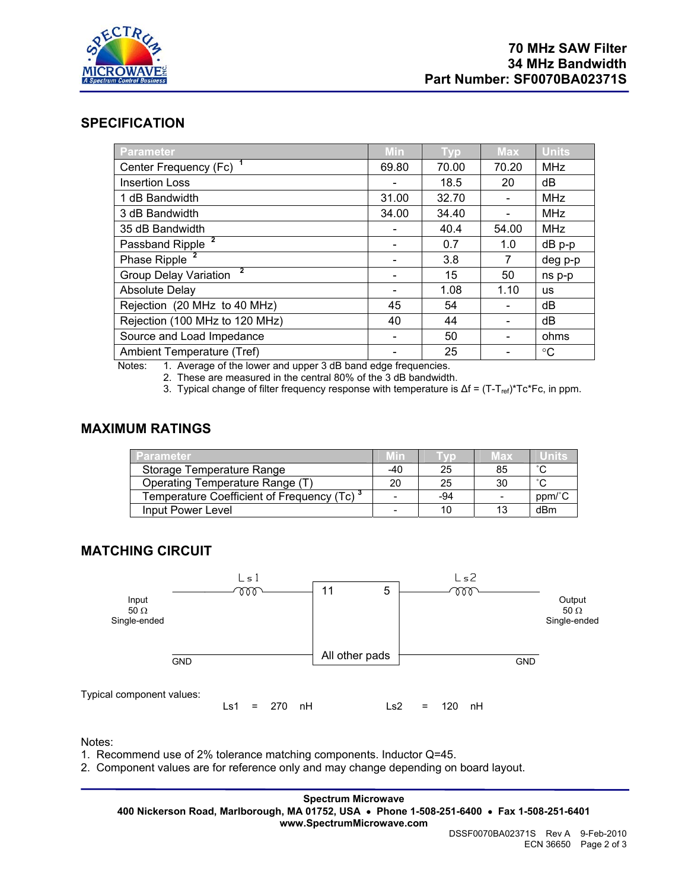**70 MHz SAW Filter**
**34 MHz Bandwidth**
**Part Number: SF0070BA02371S**

## SPECIFICATION

| Parameter | Min | Typ | Max | Units |
|---|---|---|---|---|
| Center Frequency (Fc) [1] | 69.80 | 70.00 | 70.20 | MHz |
| Insertion Loss | - | 18.5 | 20 | dB |
| 1 dB Bandwidth | 31.00 | 32.70 | - | MHz |
| 3 dB Bandwidth | 34.00 | 34.40 | - | MHz |
| 35 dB Bandwidth | - | 40.4 | 54.00 | MHz |
| Passband Ripple [2] | - | 0.7 | 1.0 | dB p-p |
| Phase Ripple [2] | - | 3.8 | 7 | deg p-p |
| Group Delay Variation [2] | - | 15 | 50 | ns p-p |
| Absolute Delay | - | 1.08 | 1.10 | us |
| Rejection (20 MHz to 40 MHz) | 45 | 54 | - | dB |
| Rejection (100 MHz to 120 MHz) | 40 | 44 | - | dB |
| Source and Load Impedance | - | 50 | - | ohms |
| Ambient Temperature (Tref) | - | 25 | - | °C |

Notes:
1. Average of the lower and upper 3 dB band edge frequencies.
2. These are measured in the central 80% of the 3 dB bandwidth.
3. Typical change of filter frequency response with temperature is $\Delta f = (T-T_{ref})*Tc*Fc$, in ppm.

## MAXIMUM RATINGS

| Parameter | Min | Typ | Max | Units |
|---|---|---|---|---|
| Storage Temperature Range | -40 | 25 | 85 | °C |
| Operating Temperature Range (T) | 20 | 25 | 30 | °C |
| Temperature Coefficient of Frequency (Tc) [3] | - | -94 | - | ppm/°C |
| Input Power Level | - | 10 | 13 | dBm |

## MATCHING CIRCUIT

Ls1
Ls2
Input
50 Ω
Single-ended
11
5
All other pads
Output
50 Ω
Single-ended
GND
GND

Typical component values:

Ls1 = 270 nH Ls2 = 120 nH

Notes:
1. Recommend use of 2% tolerance matching components. Inductor Q=45.
2. Component values are for reference only and may change depending on board layout.

**Spectrum Microwave**
**400 Nickerson Road, Marlborough, MA 01752, USA • Phone 1-508-251-6400 • Fax 1-508-251-6401**
**www.SpectrumMicrowave.com**

DSSF0070BA02371S Rev A 9-Feb-2010
ECN 36650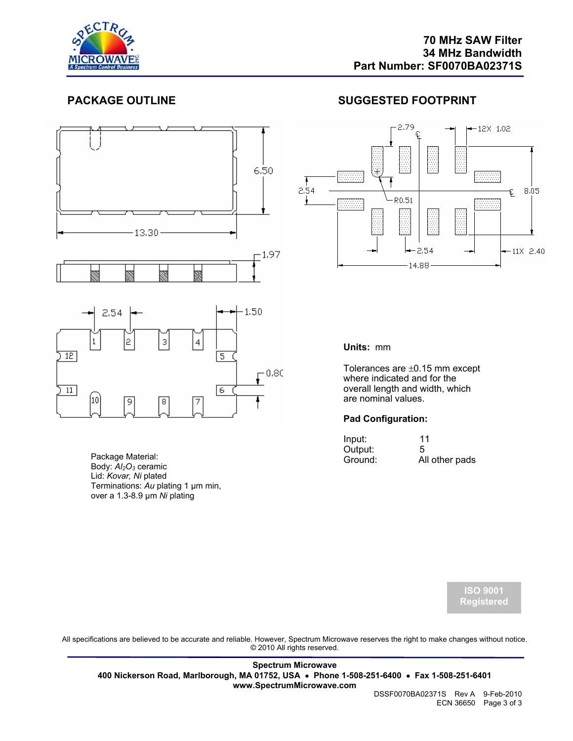# 70 MHz SAW Filter
# 34 MHz Bandwidth
# Part Number: SF0070BA02371S

## PACKAGE OUTLINE

6.50
13.30
1.97
2.54
1.50
0.80
1 2 3 4 5 6 7 8 9 10 11 12

Package Material:
Body: $Al_2O_3$ ceramic
Lid: *Kovar, Ni* plated
Terminations: *Au* plating 1 μm min, over a 1.3-8.9 μm *Ni* plating

## SUGGESTED FOOTPRINT

2.79
12X 1.02
2.54
8.05
R0.51
2.54
11X 2.40
14.88

**Units:** mm

Tolerances are ±0.15 mm except where indicated and for the overall length and width, which are nominal values.

**Pad Configuration:**

| | |
|---|---|
| Input: | 11 |
| Output: | 5 |
| Ground: | All other pads |

ISO 9001 Registered

All specifications are believed to be accurate and reliable. However, Spectrum Microwave reserves the right to make changes without notice. © 2010 All rights reserved.

**Spectrum Microwave**
**400 Nickerson Road, Marlborough, MA 01752, USA • Phone 1-508-251-6400 • Fax 1-508-251-6401**
**www.SpectrumMicrowave.com**

DSSF0070BA02371S Rev A 9-Feb-2010
ECN 36650